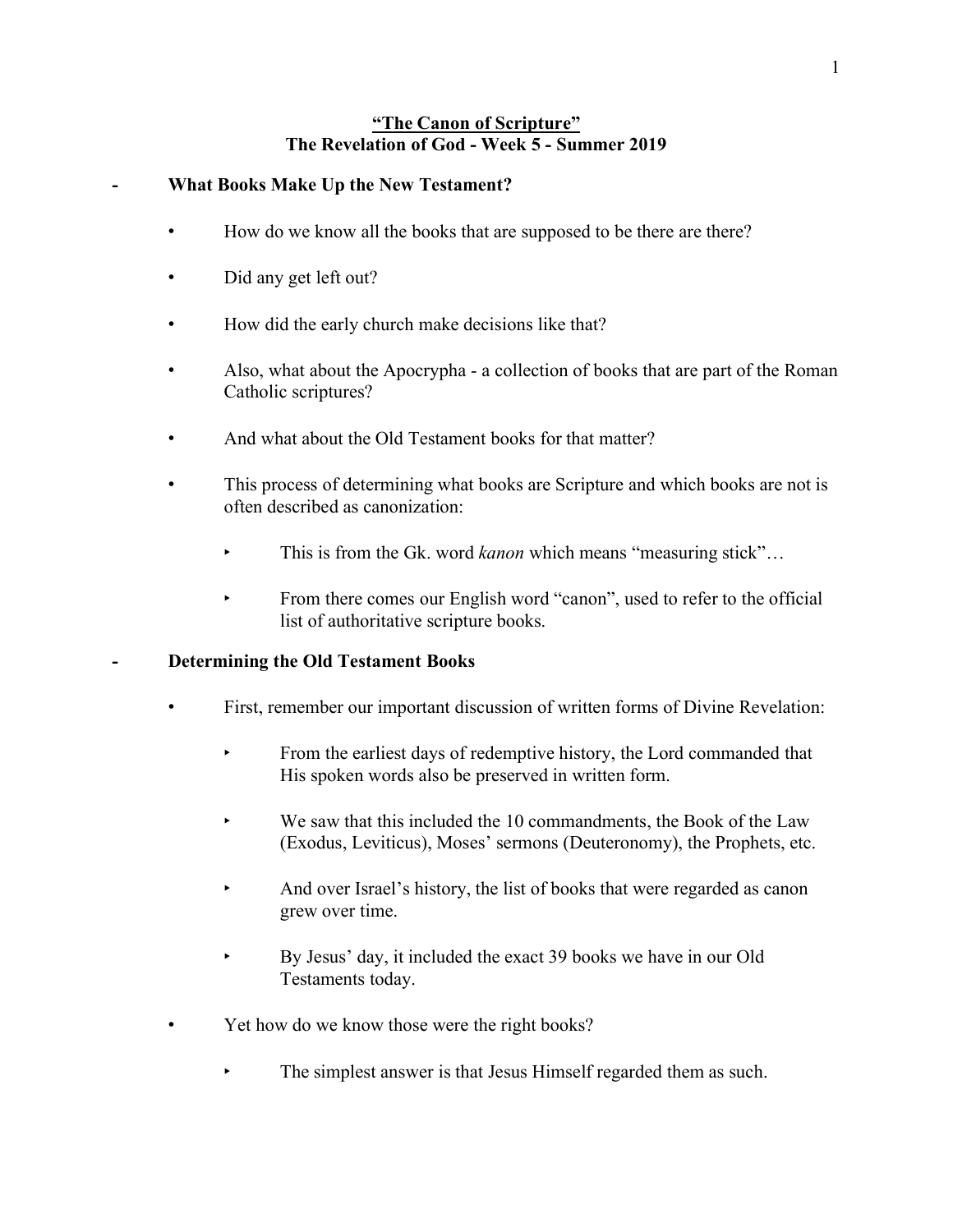# **"The Canon of Scripture"**
## **The Revelation of God - Week 5 - Summer 2019**

- **What Books Make Up the New Testament?**

  - How do we know all the books that are supposed to be there are there?

  - Did any get left out?

  - How did the early church make decisions like that?

  - Also, what about the Apocrypha - a collection of books that are part of the Roman Catholic scriptures?

  - And what about the Old Testament books for that matter?

  - This process of determining what books are Scripture and which books are not is often described as canonization:

    - This is from the Gk. word *kanon* which means "measuring stick"…

    - From there comes our English word "canon", used to refer to the official list of authoritative scripture books.

- **Determining the Old Testament Books**

  - First, remember our important discussion of written forms of Divine Revelation:

    - From the earliest days of redemptive history, the Lord commanded that His spoken words also be preserved in written form.

    - We saw that this included the 10 commandments, the Book of the Law (Exodus, Leviticus), Moses' sermons (Deuteronomy), the Prophets, etc.

    - And over Israel's history, the list of books that were regarded as canon grew over time.

    - By Jesus' day, it included the exact 39 books we have in our Old Testaments today.

  - Yet how do we know those were the right books?

    - The simplest answer is that Jesus Himself regarded them as such.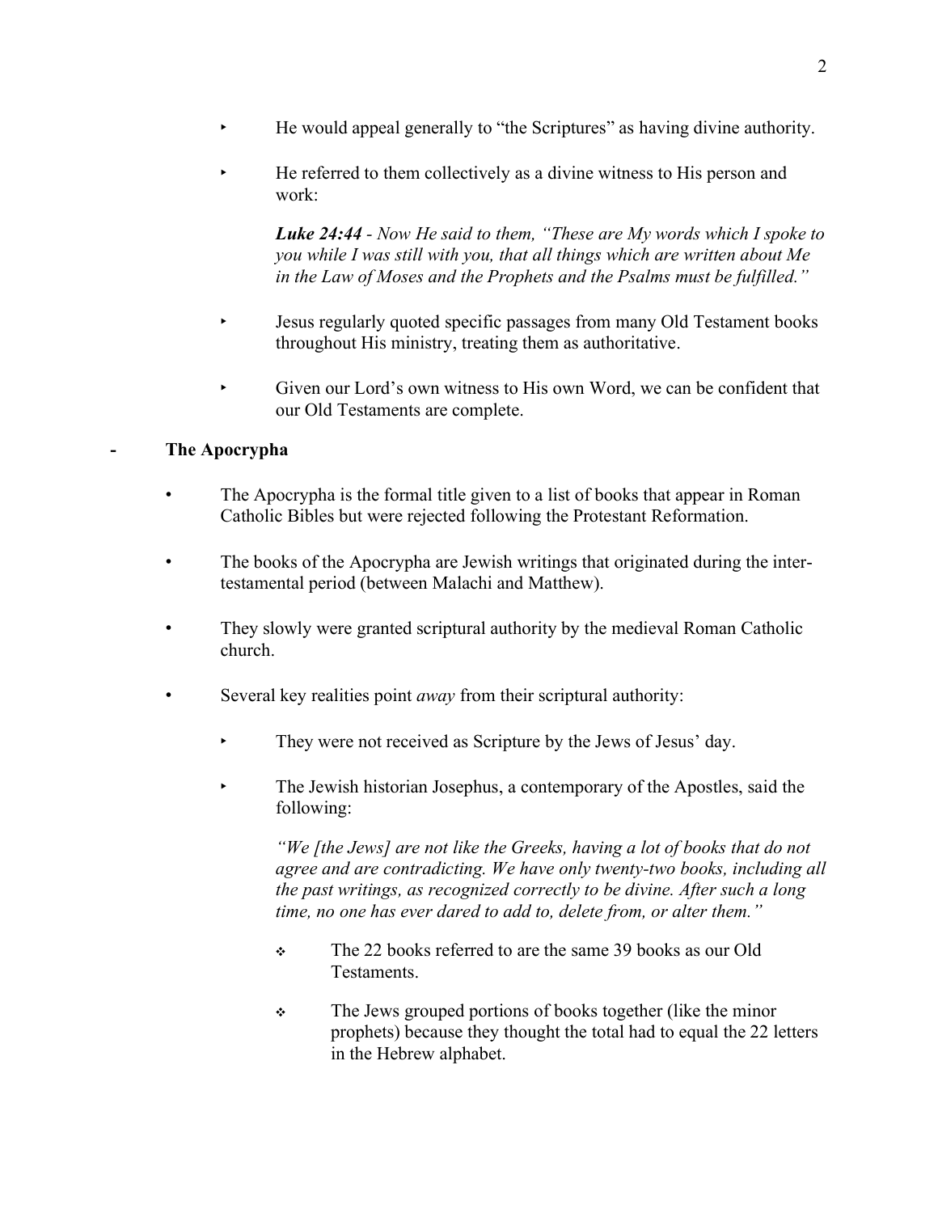- He would appeal generally to "the Scriptures" as having divine authority.

- He referred to them collectively as a divine witness to His person and work:

  ***Luke 24:44*** *- Now He said to them, "These are My words which I spoke to you while I was still with you, that all things which are written about Me in the Law of Moses and the Prophets and the Psalms must be fulfilled."*

- Jesus regularly quoted specific passages from many Old Testament books throughout His ministry, treating them as authoritative.

- Given our Lord's own witness to His own Word, we can be confident that our Old Testaments are complete.

## - The Apocrypha

- The Apocrypha is the formal title given to a list of books that appear in Roman Catholic Bibles but were rejected following the Protestant Reformation.

- The books of the Apocrypha are Jewish writings that originated during the inter-testamental period (between Malachi and Matthew).

- They slowly were granted scriptural authority by the medieval Roman Catholic church.

- Several key realities point *away* from their scriptural authority:

  - They were not received as Scripture by the Jews of Jesus' day.

  - The Jewish historian Josephus, a contemporary of the Apostles, said the following:

    *"We [the Jews] are not like the Greeks, having a lot of books that do not agree and are contradicting. We have only twenty-two books, including all the past writings, as recognized correctly to be divine. After such a long time, no one has ever dared to add to, delete from, or alter them."*

    - The 22 books referred to are the same 39 books as our Old Testaments.

    - The Jews grouped portions of books together (like the minor prophets) because they thought the total had to equal the 22 letters in the Hebrew alphabet.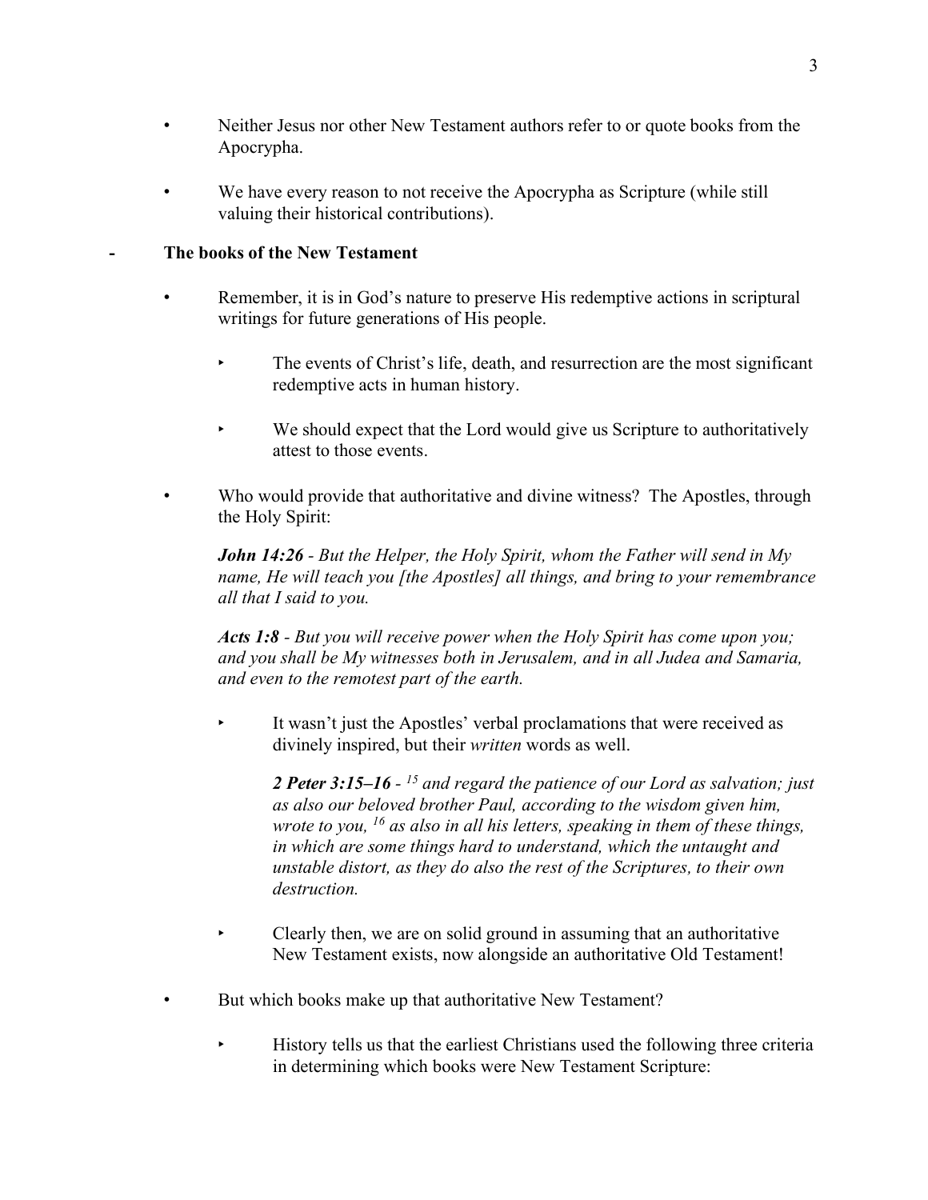- Neither Jesus nor other New Testament authors refer to or quote books from the Apocrypha.

- We have every reason to not receive the Apocrypha as Scripture (while still valuing their historical contributions).

- **The books of the New Testament**

  - Remember, it is in God's nature to preserve His redemptive actions in scriptural writings for future generations of His people.

    - The events of Christ's life, death, and resurrection are the most significant redemptive acts in human history.

    - We should expect that the Lord would give us Scripture to authoritatively attest to those events.

  - Who would provide that authoritative and divine witness? The Apostles, through the Holy Spirit:

    ***John 14:26*** *- But the Helper, the Holy Spirit, whom the Father will send in My name, He will teach you [the Apostles] all things, and bring to your remembrance all that I said to you.*

    ***Acts 1:8*** *- But you will receive power when the Holy Spirit has come upon you; and you shall be My witnesses both in Jerusalem, and in all Judea and Samaria, and even to the remotest part of the earth.*

    - It wasn't just the Apostles' verbal proclamations that were received as divinely inspired, but their *written* words as well.

      ***2 Peter 3:15–16*** *- [15] and regard the patience of our Lord as salvation; just as also our beloved brother Paul, according to the wisdom given him, wrote to you, [16] as also in all his letters, speaking in them of these things, in which are some things hard to understand, which the untaught and unstable distort, as they do also the rest of the Scriptures, to their own destruction.*

    - Clearly then, we are on solid ground in assuming that an authoritative New Testament exists, now alongside an authoritative Old Testament!

  - But which books make up that authoritative New Testament?

    - History tells us that the earliest Christians used the following three criteria in determining which books were New Testament Scripture: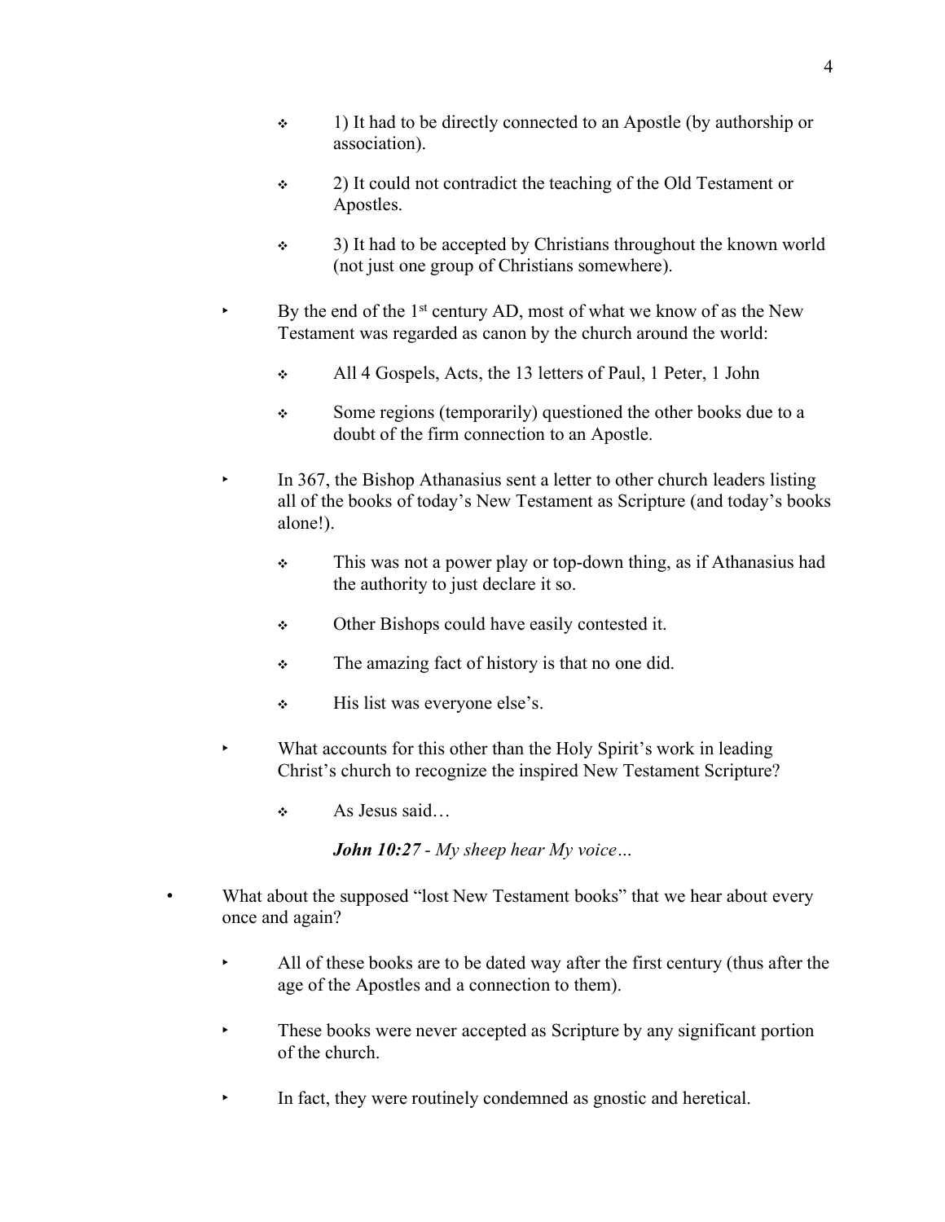- 1) It had to be directly connected to an Apostle (by authorship or association).

- 2) It could not contradict the teaching of the Old Testament or Apostles.

- 3) It had to be accepted by Christians throughout the known world (not just one group of Christians somewhere).

- By the end of the 1st century AD, most of what we know of as the New Testament was regarded as canon by the church around the world:

  - All 4 Gospels, Acts, the 13 letters of Paul, 1 Peter, 1 John

  - Some regions (temporarily) questioned the other books due to a doubt of the firm connection to an Apostle.

- In 367, the Bishop Athanasius sent a letter to other church leaders listing all of the books of today's New Testament as Scripture (and today's books alone!).

  - This was not a power play or top-down thing, as if Athanasius had the authority to just declare it so.

  - Other Bishops could have easily contested it.

  - The amazing fact of history is that no one did.

  - His list was everyone else's.

- What accounts for this other than the Holy Spirit's work in leading Christ's church to recognize the inspired New Testament Scripture?

  - As Jesus said…

    ***John 10:27*** *- My sheep hear My voice…*

- What about the supposed "lost New Testament books" that we hear about every once and again?

  - All of these books are to be dated way after the first century (thus after the age of the Apostles and a connection to them).

  - These books were never accepted as Scripture by any significant portion of the church.

  - In fact, they were routinely condemned as gnostic and heretical.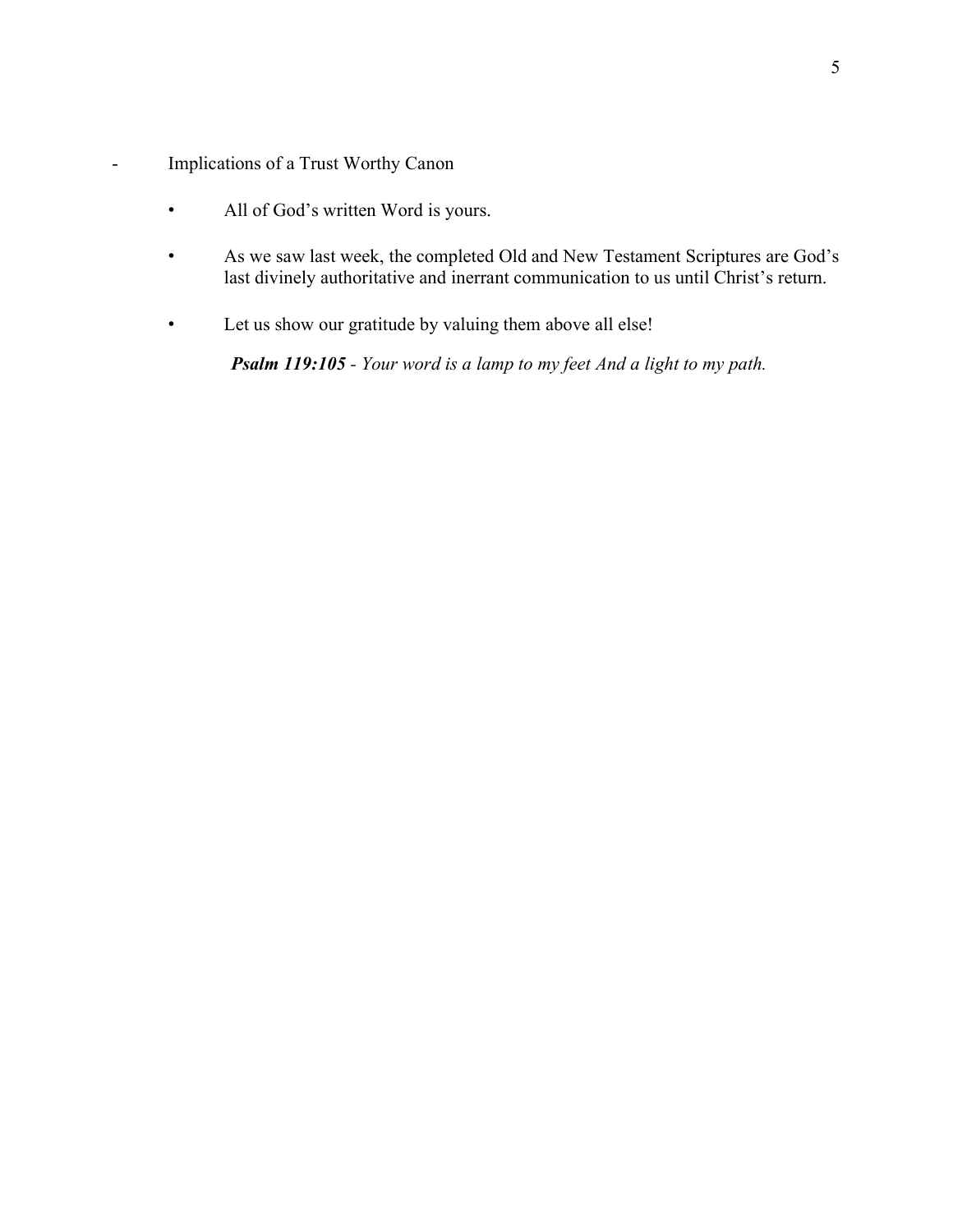- Implications of a Trust Worthy Canon

    - All of God's written Word is yours.

    - As we saw last week, the completed Old and New Testament Scriptures are God's last divinely authoritative and inerrant communication to us until Christ's return.

    - Let us show our gratitude by valuing them above all else!

      ***Psalm 119:105*** *- Your word is a lamp to my feet And a light to my path.*